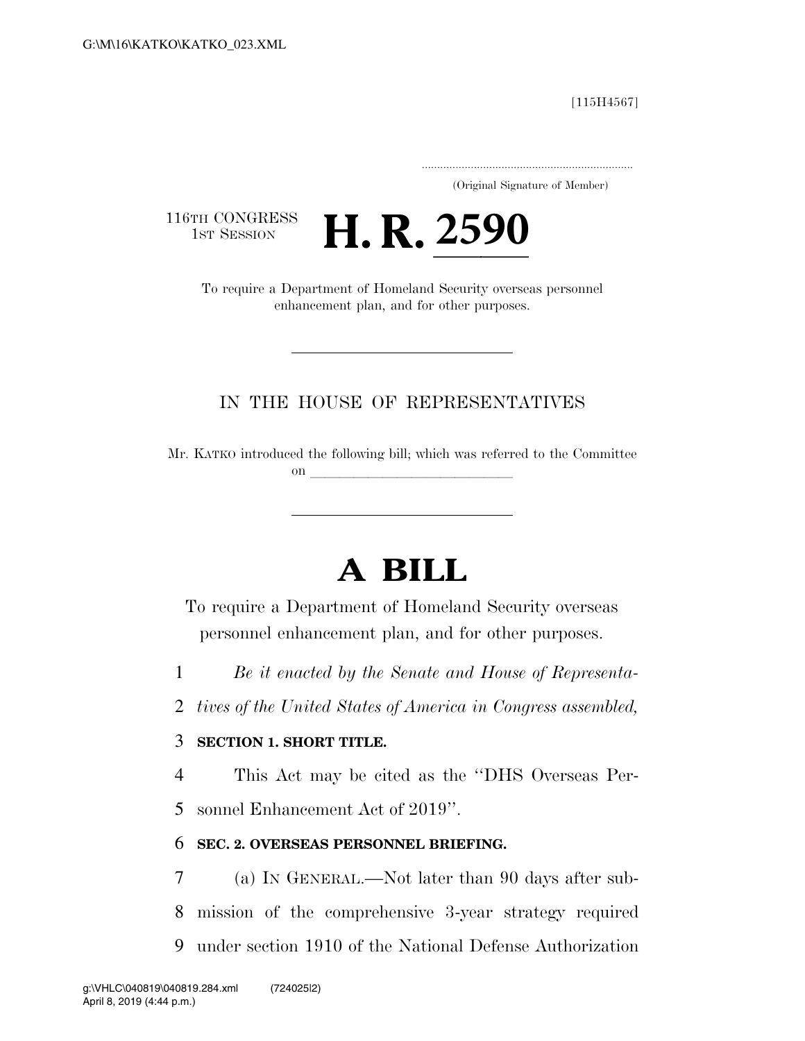[115H4567]

.....................................................................

(Original Signature of Member)

116TH CONGRESS
1ST SESSION

# H. R. 2590

To require a Department of Homeland Security overseas personnel enhancement plan, and for other purposes.

---

IN THE HOUSE OF REPRESENTATIVES

Mr. KATKO introduced the following bill; which was referred to the Committee on ______________________________

---

# A BILL

To require a Department of Homeland Security overseas personnel enhancement plan, and for other purposes.

1 *Be it enacted by the Senate and House of Representa-*
2 *tives of the United States of America in Congress assembled,*

3 **SECTION 1. SHORT TITLE.**

4 This Act may be cited as the "DHS Overseas Per-
5 sonnel Enhancement Act of 2019".

6 **SEC. 2. OVERSEAS PERSONNEL BRIEFING.**

7 (a) IN GENERAL.—Not later than 90 days after sub-
8 mission of the comprehensive 3-year strategy required
9 under section 1910 of the National Defense Authorization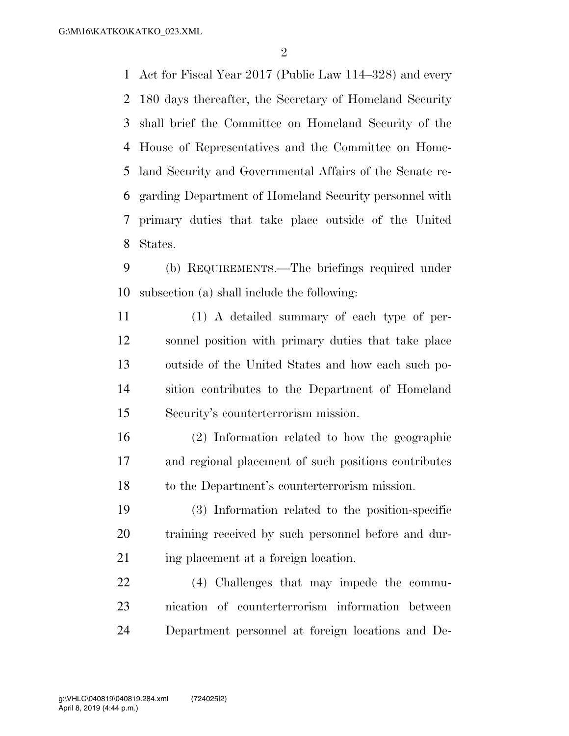Act for Fiscal Year 2017 (Public Law 114–328) and every 180 days thereafter, the Secretary of Homeland Security shall brief the Committee on Homeland Security of the House of Representatives and the Committee on Homeland Security and Governmental Affairs of the Senate regarding Department of Homeland Security personnel with primary duties that take place outside of the United States.

(b) REQUIREMENTS.—The briefings required under subsection (a) shall include the following:

(1) A detailed summary of each type of personnel position with primary duties that take place outside of the United States and how each such position contributes to the Department of Homeland Security's counterterrorism mission.

(2) Information related to how the geographic and regional placement of such positions contributes to the Department's counterterrorism mission.

(3) Information related to the position-specific training received by such personnel before and during placement at a foreign location.

(4) Challenges that may impede the communication of counterterrorism information between Department personnel at foreign locations and De-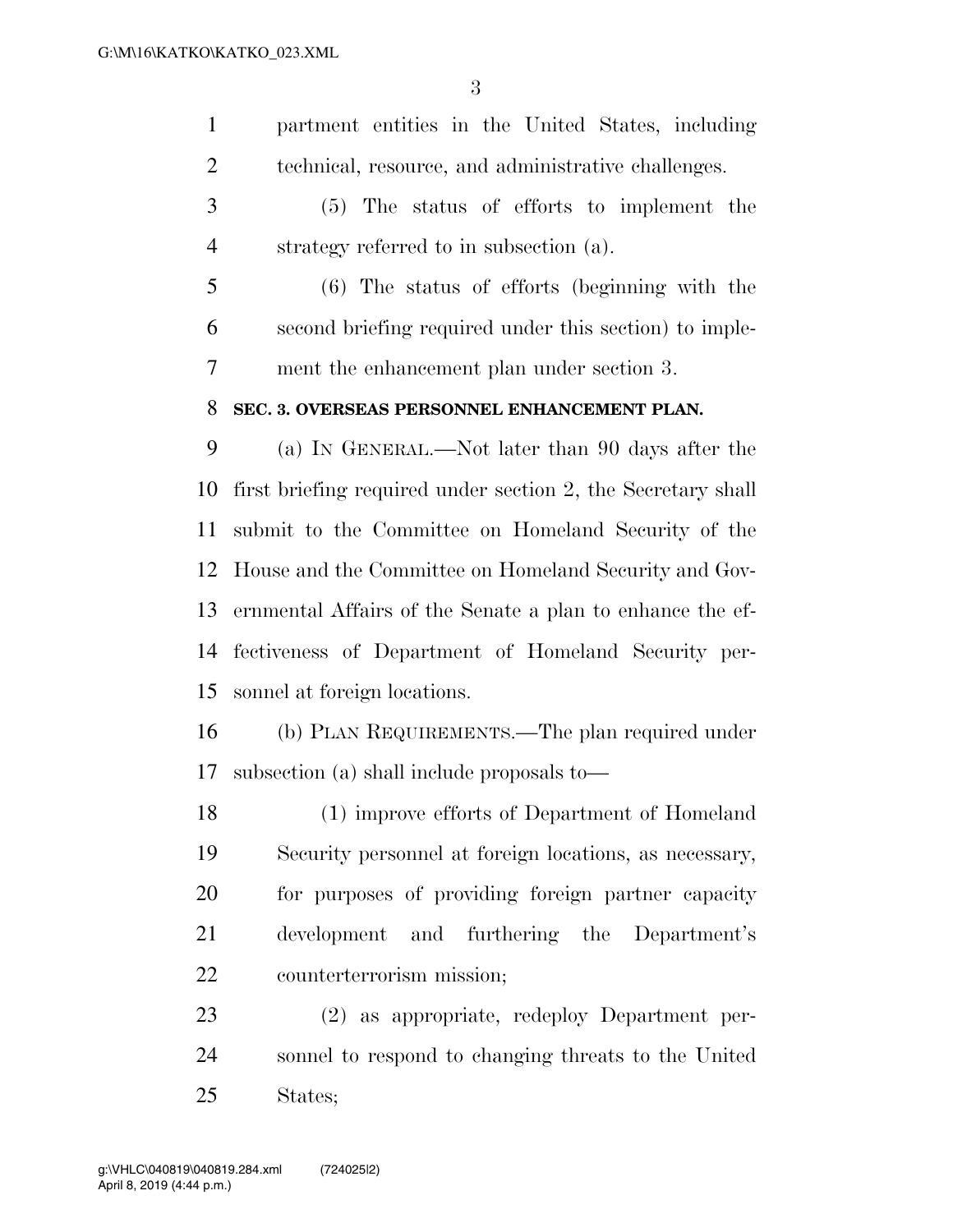partment entities in the United States, including technical, resource, and administrative challenges.

(5) The status of efforts to implement the strategy referred to in subsection (a).

(6) The status of efforts (beginning with the second briefing required under this section) to implement the enhancement plan under section 3.

**SEC. 3. OVERSEAS PERSONNEL ENHANCEMENT PLAN.**

(a) IN GENERAL.—Not later than 90 days after the first briefing required under section 2, the Secretary shall submit to the Committee on Homeland Security of the House and the Committee on Homeland Security and Governmental Affairs of the Senate a plan to enhance the effectiveness of Department of Homeland Security personnel at foreign locations.

(b) PLAN REQUIREMENTS.—The plan required under subsection (a) shall include proposals to—

(1) improve efforts of Department of Homeland Security personnel at foreign locations, as necessary, for purposes of providing foreign partner capacity development and furthering the Department's counterterrorism mission;

(2) as appropriate, redeploy Department personnel to respond to changing threats to the United States;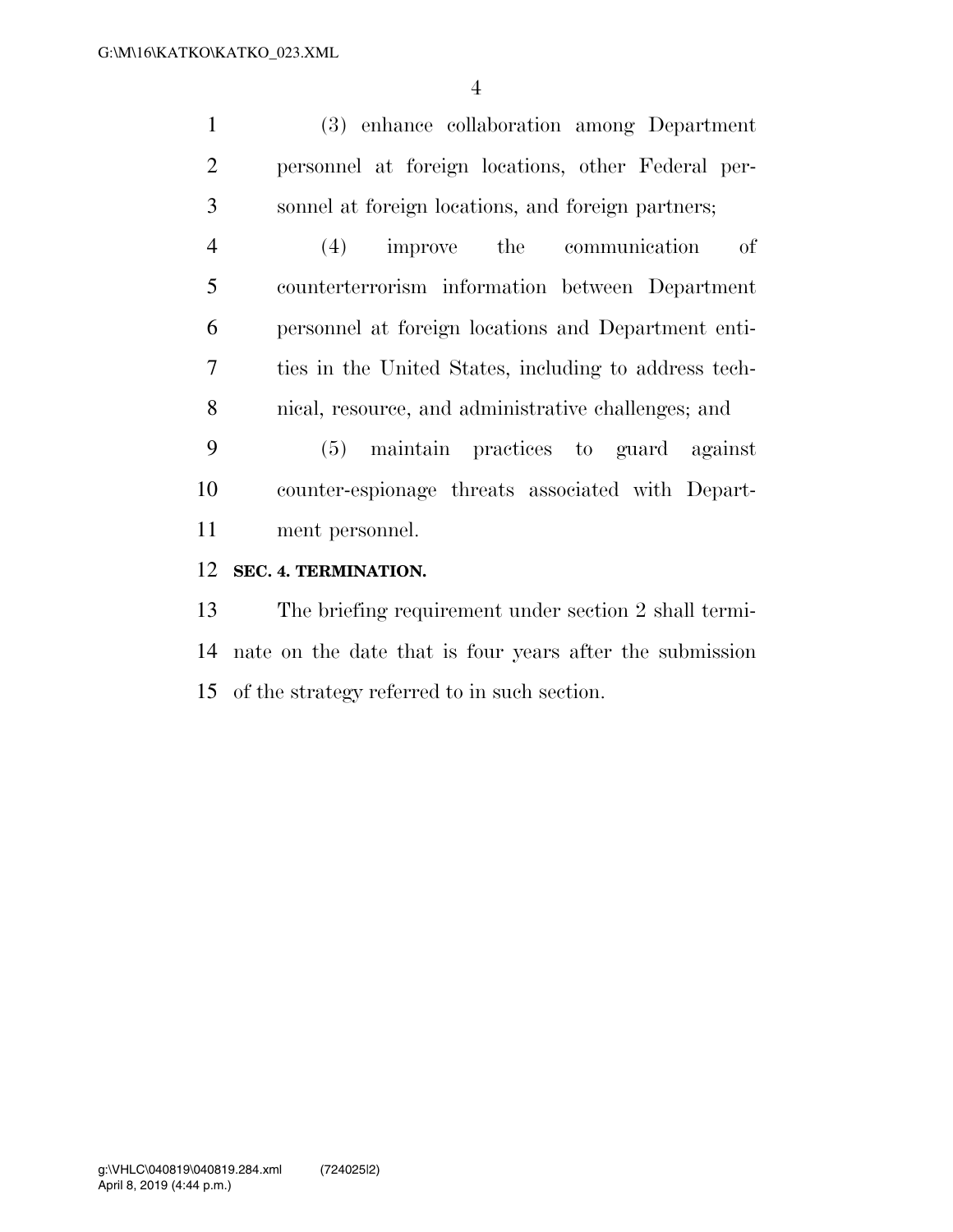(3) enhance collaboration among Department personnel at foreign locations, other Federal personnel at foreign locations, and foreign partners;

(4) improve the communication of counterterrorism information between Department personnel at foreign locations and Department entities in the United States, including to address technical, resource, and administrative challenges; and

(5) maintain practices to guard against counter-espionage threats associated with Department personnel.

**SEC. 4. TERMINATION.**

The briefing requirement under section 2 shall terminate on the date that is four years after the submission of the strategy referred to in such section.